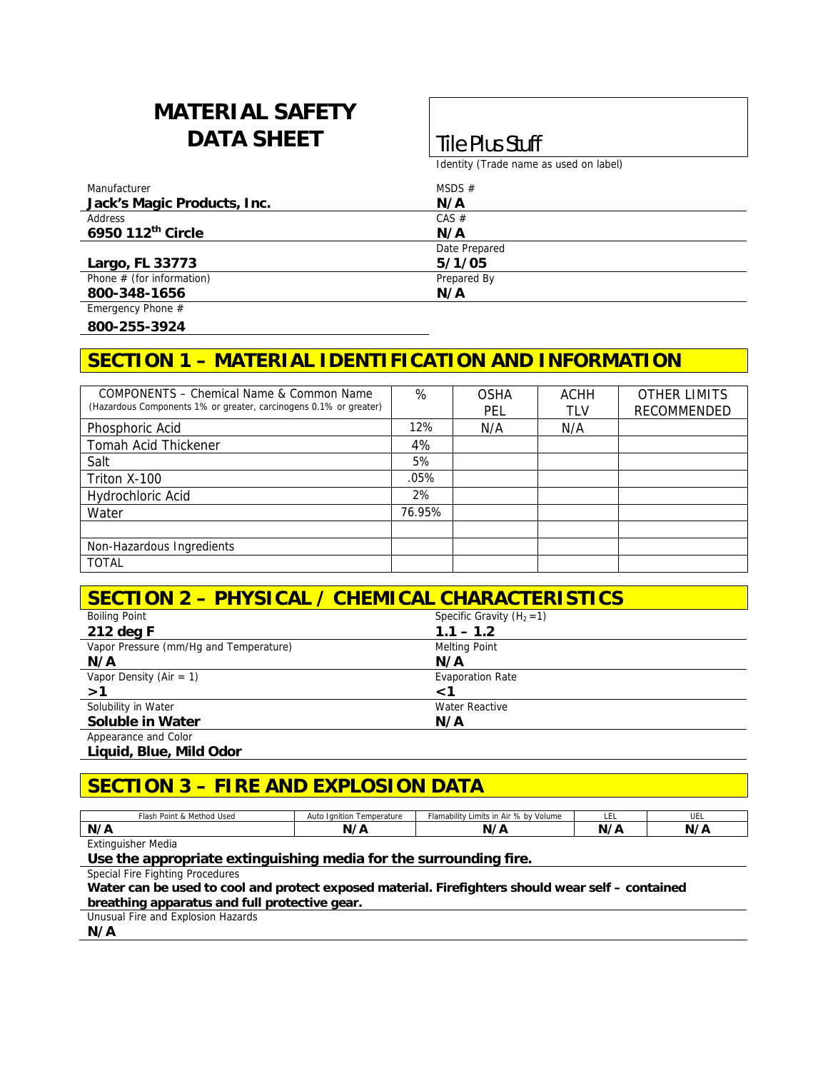# MATERIAL SAFETY DATA SHEET

**Tile Plus Stuff**

Identity (Trade name as used on label)

| | |
|---|---|
| Manufacturer<br>**Jack's Magic Products, Inc.** | MSDS #<br>**N/A** |
| Address<br>**6950 112th Circle** | CAS #<br>**N/A** |
| **Largo, FL 33773** | Date Prepared<br>**5/1/05** |
| Phone # (for information)<br>**800-348-1656** | Prepared By<br>**N/A** |
| Emergency Phone #<br>**800-255-3924** | |

## SECTION 1 – MATERIAL IDENTIFICATION AND INFORMATION

| COMPONENTS – Chemical Name & Common Name (Hazardous Components 1% or greater, carcinogens 0.1% or greater) | % | OSHA PEL | ACHH TLV | OTHER LIMITS RECOMMENDED |
|---|---|---|---|---|
| Phosphoric Acid | 12% | N/A | N/A | |
| Tomah Acid Thickener | 4% | | | |
| Salt | 5% | | | |
| Triton X-100 | .05% | | | |
| Hydrochloric Acid | 2% | | | |
| Water | 76.95% | | | |
| | | | | |
| Non-Hazardous Ingredients | | | | |
| TOTAL | | | | |

## SECTION 2 – PHYSICAL / CHEMICAL CHARACTERISTICS

| | |
|---|---|
| Boiling Point<br>**212 deg F** | Specific Gravity ($H_2 = 1$)<br>**1.1 – 1.2** |
| Vapor Pressure (mm/Hg and Temperature)<br>**N/A** | Melting Point<br>**N/A** |
| Vapor Density (Air = 1)<br>**>1** | Evaporation Rate<br>**<1** |
| Solubility in Water<br>**Soluble in Water** | Water Reactive<br>**N/A** |
| Appearance and Color<br>**Liquid, Blue, Mild Odor** | |

## SECTION 3 – FIRE AND EXPLOSION DATA

| Flash Point & Method Used | Auto Ignition Temperature | Flamability Limits in Air % by Volume | LEL | UEL |
|---|---|---|---|---|
| **N/A** | **N/A** | **N/A** | **N/A** | **N/A** |

Extinguisher Media

**Use the appropriate extinguishing media for the surrounding fire.**

Special Fire Fighting Procedures

**Water can be used to cool and protect exposed material. Firefighters should wear self – contained breathing apparatus and full protective gear.**

Unusual Fire and Explosion Hazards

**N/A**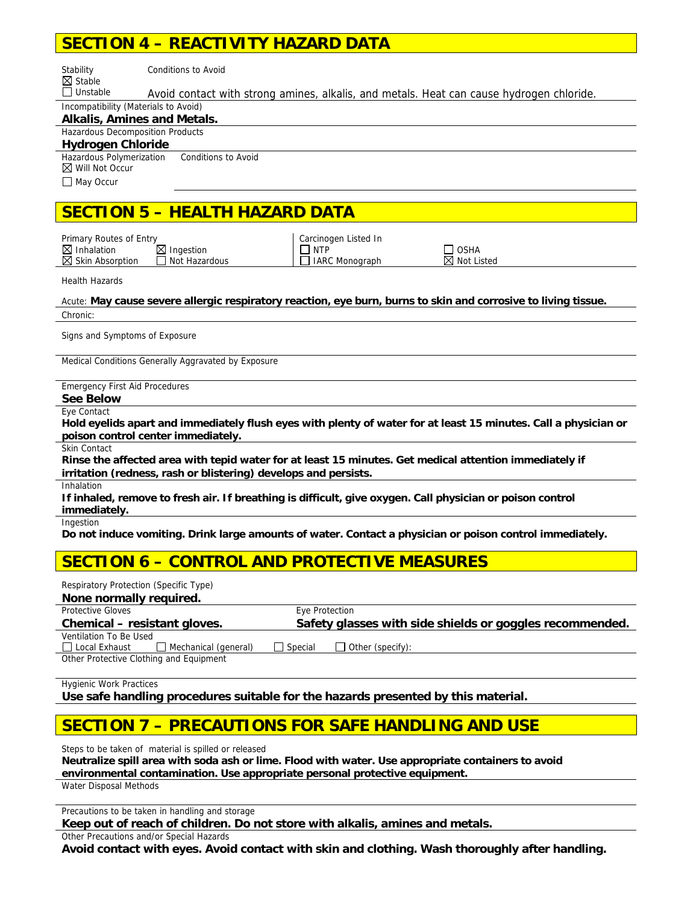## SECTION 4 – REACTIVITY HAZARD DATA

Stability
☒ Stable
☐ Unstable

Conditions to Avoid
Avoid contact with strong amines, alkalis, and metals. Heat can cause hydrogen chloride.

Incompatibility (Materials to Avoid)
**Alkalis, Amines and Metals.**

Hazardous Decomposition Products
**Hydrogen Chloride**

Hazardous Polymerization
☒ Will Not Occur
☐ May Occur

Conditions to Avoid

## SECTION 5 – HEALTH HAZARD DATA

Primary Routes of Entry
☒ Inhalation ☒ Ingestion
☒ Skin Absorption ☐ Not Hazardous

Carcinogen Listed In
☐ NTP ☐ OSHA
☐ IARC Monograph ☒ Not Listed

Health Hazards

Acute: **May cause severe allergic respiratory reaction, eye burn, burns to skin and corrosive to living tissue.**

Chronic:

Signs and Symptoms of Exposure

Medical Conditions Generally Aggravated by Exposure

Emergency First Aid Procedures
**See Below**

Eye Contact
**Hold eyelids apart and immediately flush eyes with plenty of water for at least 15 minutes. Call a physician or poison control center immediately.**

Skin Contact
**Rinse the affected area with tepid water for at least 15 minutes. Get medical attention immediately if irritation (redness, rash or blistering) develops and persists.**

Inhalation
**If inhaled, remove to fresh air. If breathing is difficult, give oxygen. Call physician or poison control immediately.**

Ingestion
**Do not induce vomiting. Drink large amounts of water. Contact a physician or poison control immediately.**

## SECTION 6 – CONTROL AND PROTECTIVE MEASURES

Respiratory Protection (Specific Type)
**None normally required.**

Protective Gloves
**Chemical – resistant gloves.**

Eye Protection
**Safety glasses with side shields or goggles recommended.**

Ventilation To Be Used
☐ Local Exhaust ☐ Mechanical (general) ☐ Special ☐ Other (specify):

Other Protective Clothing and Equipment

Hygienic Work Practices
**Use safe handling procedures suitable for the hazards presented by this material.**

## SECTION 7 – PRECAUTIONS FOR SAFE HANDLING AND USE

Steps to be taken of material is spilled or released
**Neutralize spill area with soda ash or lime. Flood with water. Use appropriate containers to avoid environmental contamination. Use appropriate personal protective equipment.**

Water Disposal Methods

Precautions to be taken in handling and storage
**Keep out of reach of children. Do not store with alkalis, amines and metals.**

Other Precautions and/or Special Hazards
**Avoid contact with eyes. Avoid contact with skin and clothing. Wash thoroughly after handling.**